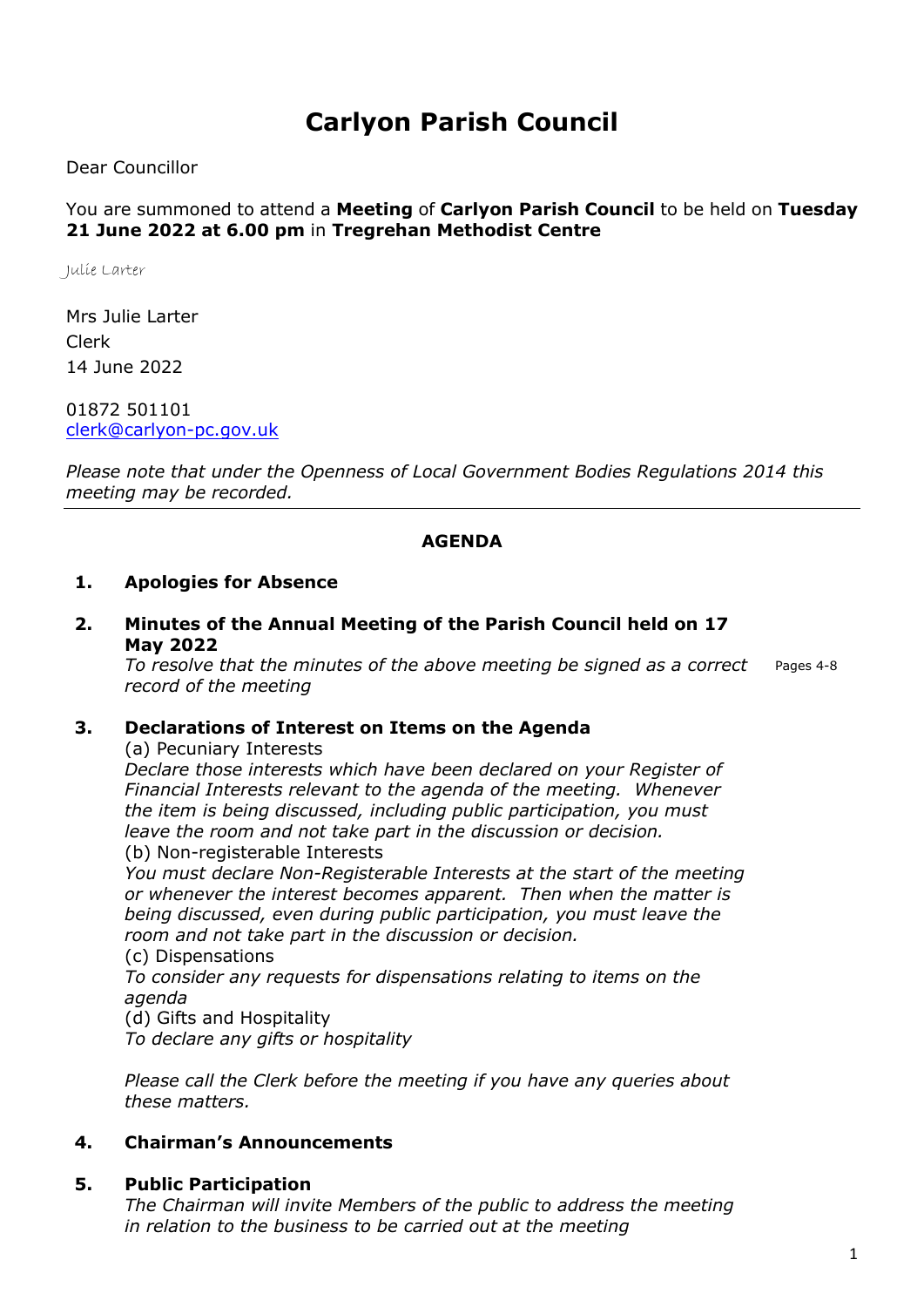# Carlyon Parish Council

Dear Councillor

You are summoned to attend a **Meeting** of **Carlyon Parish Council** to be held on **Tuesday 21 June 2022 at 6.00 pm** in **Tregrehan Methodist Centre**

Julie Larter

Mrs Julie Larter
Clerk
14 June 2022

01872 501101
clerk@carlyon-pc.gov.uk

*Please note that under the Openness of Local Government Bodies Regulations 2014 this meeting may be recorded.*

---

## AGENDA

**1. Apologies for Absence**

**2. Minutes of the Annual Meeting of the Parish Council held on 17 May 2022**

*To resolve that the minutes of the above meeting be signed as a correct record of the meeting* — Pages 4-8

**3. Declarations of Interest on Items on the Agenda**

(a) Pecuniary Interests

*Declare those interests which have been declared on your Register of Financial Interests relevant to the agenda of the meeting. Whenever the item is being discussed, including public participation, you must leave the room and not take part in the discussion or decision.*

(b) Non-registerable Interests

*You must declare Non-Registerable Interests at the start of the meeting or whenever the interest becomes apparent. Then when the matter is being discussed, even during public participation, you must leave the room and not take part in the discussion or decision.*

(c) Dispensations

*To consider any requests for dispensations relating to items on the agenda*

(d) Gifts and Hospitality

*To declare any gifts or hospitality*

*Please call the Clerk before the meeting if you have any queries about these matters.*

**4. Chairman's Announcements**

**5. Public Participation**

*The Chairman will invite Members of the public to address the meeting in relation to the business to be carried out at the meeting*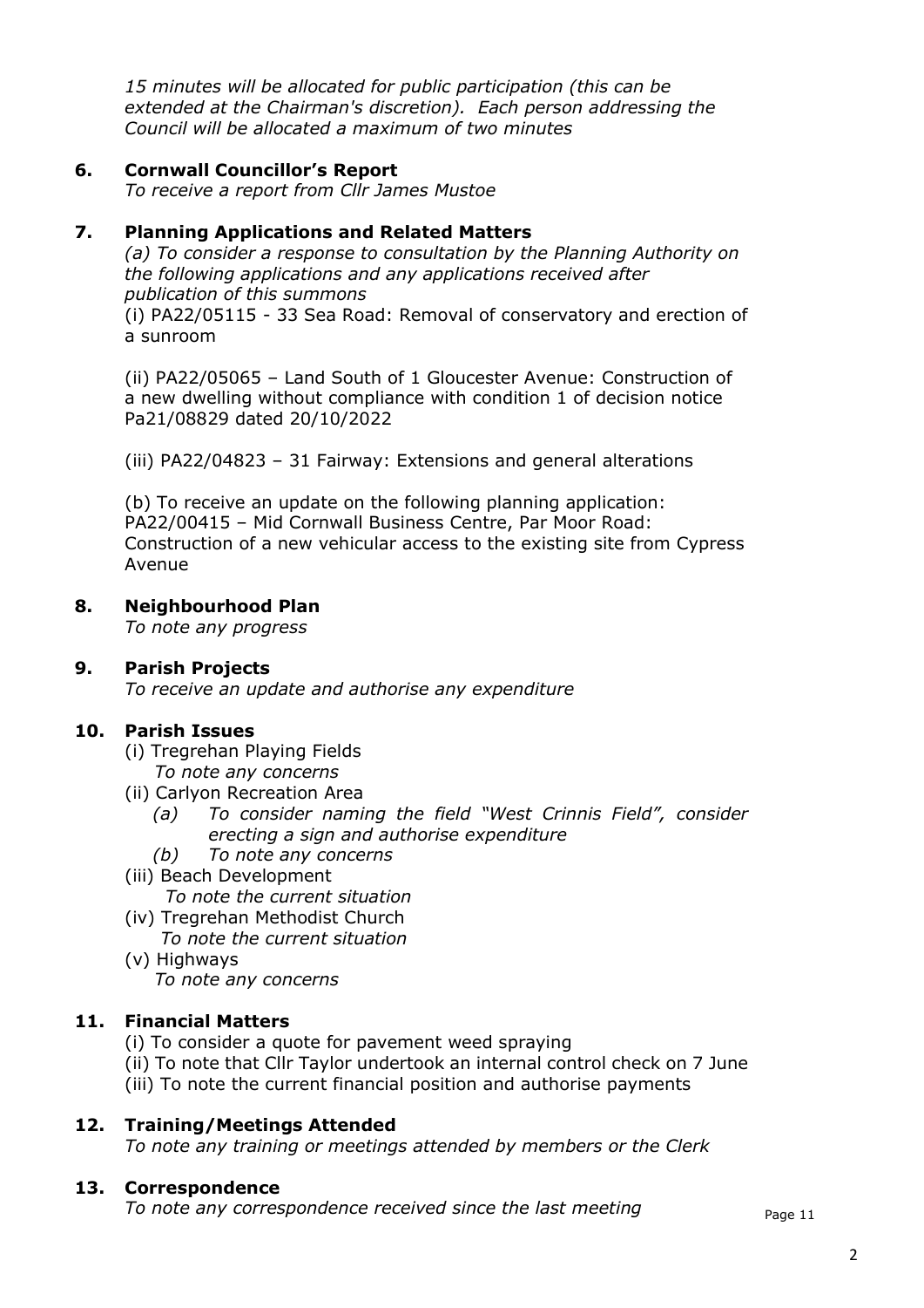*15 minutes will be allocated for public participation (this can be extended at the Chairman's discretion). Each person addressing the Council will be allocated a maximum of two minutes*

**6. Cornwall Councillor's Report**

*To receive a report from Cllr James Mustoe*

**7. Planning Applications and Related Matters**

*(a) To consider a response to consultation by the Planning Authority on the following applications and any applications received after publication of this summons*

(i) PA22/05115 - 33 Sea Road: Removal of conservatory and erection of a sunroom

(ii) PA22/05065 – Land South of 1 Gloucester Avenue: Construction of a new dwelling without compliance with condition 1 of decision notice Pa21/08829 dated 20/10/2022

(iii) PA22/04823 – 31 Fairway: Extensions and general alterations

(b) To receive an update on the following planning application: PA22/00415 – Mid Cornwall Business Centre, Par Moor Road: Construction of a new vehicular access to the existing site from Cypress Avenue

**8. Neighbourhood Plan**

*To note any progress*

**9. Parish Projects**

*To receive an update and authorise any expenditure*

**10. Parish Issues**

(i) Tregrehan Playing Fields
*To note any concerns*

(ii) Carlyon Recreation Area
- *(a) To consider naming the field "West Crinnis Field", consider erecting a sign and authorise expenditure*
- *(b) To note any concerns*

(iii) Beach Development
*To note the current situation*

(iv) Tregrehan Methodist Church
*To note the current situation*

(v) Highways
*To note any concerns*

**11. Financial Matters**

(i) To consider a quote for pavement weed spraying
(ii) To note that Cllr Taylor undertook an internal control check on 7 June
(iii) To note the current financial position and authorise payments

**12. Training/Meetings Attended**

*To note any training or meetings attended by members or the Clerk*

**13. Correspondence**

*To note any correspondence received since the last meeting*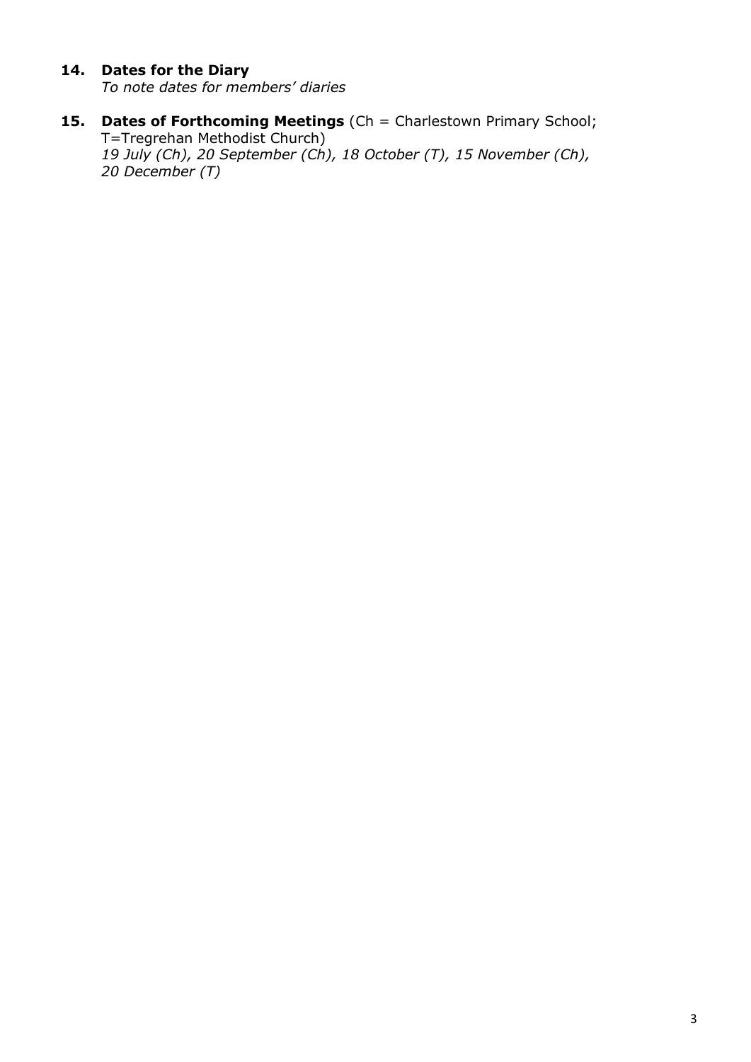**14. Dates for the Diary**
*To note dates for members' diaries*

**15. Dates of Forthcoming Meetings** (Ch = Charlestown Primary School; T=Tregrehan Methodist Church)
*19 July (Ch), 20 September (Ch), 18 October (T), 15 November (Ch), 20 December (T)*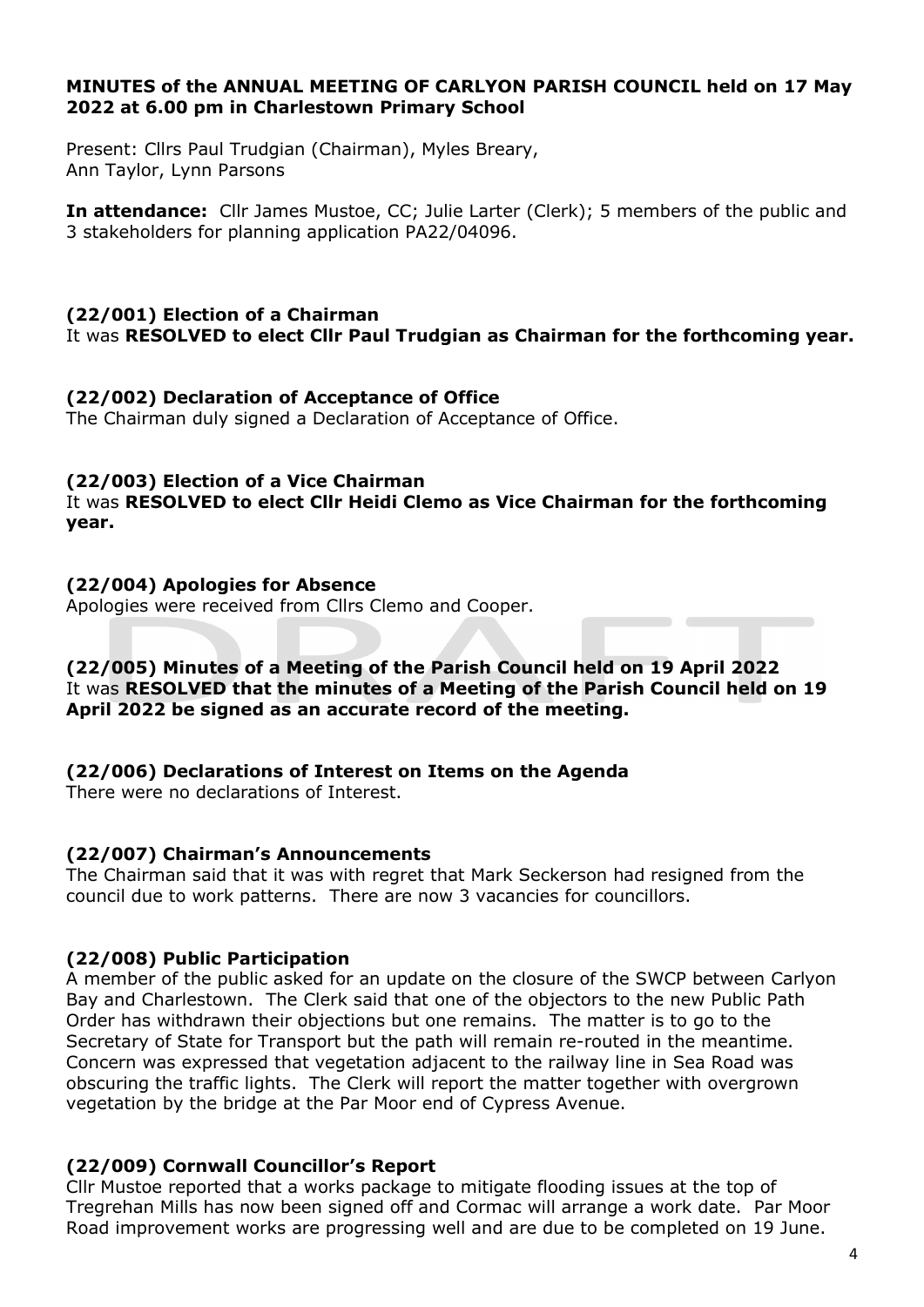**MINUTES of the ANNUAL MEETING OF CARLYON PARISH COUNCIL held on 17 May 2022 at 6.00 pm in Charlestown Primary School**

Present: Cllrs Paul Trudgian (Chairman), Myles Breary, Ann Taylor, Lynn Parsons

**In attendance:** Cllr James Mustoe, CC; Julie Larter (Clerk); 5 members of the public and 3 stakeholders for planning application PA22/04096.

### (22/001) Election of a Chairman

It was **RESOLVED to elect Cllr Paul Trudgian as Chairman for the forthcoming year.**

### (22/002) Declaration of Acceptance of Office

The Chairman duly signed a Declaration of Acceptance of Office.

### (22/003) Election of a Vice Chairman

It was **RESOLVED to elect Cllr Heidi Clemo as Vice Chairman for the forthcoming year.**

### (22/004) Apologies for Absence

Apologies were received from Cllrs Clemo and Cooper.

### (22/005) Minutes of a Meeting of the Parish Council held on 19 April 2022

It was **RESOLVED that the minutes of a Meeting of the Parish Council held on 19 April 2022 be signed as an accurate record of the meeting.**

### (22/006) Declarations of Interest on Items on the Agenda

There were no declarations of Interest.

### (22/007) Chairman's Announcements

The Chairman said that it was with regret that Mark Seckerson had resigned from the council due to work patterns. There are now 3 vacancies for councillors.

### (22/008) Public Participation

A member of the public asked for an update on the closure of the SWCP between Carlyon Bay and Charlestown. The Clerk said that one of the objectors to the new Public Path Order has withdrawn their objections but one remains. The matter is to go to the Secretary of State for Transport but the path will remain re-routed in the meantime. Concern was expressed that vegetation adjacent to the railway line in Sea Road was obscuring the traffic lights. The Clerk will report the matter together with overgrown vegetation by the bridge at the Par Moor end of Cypress Avenue.

### (22/009) Cornwall Councillor's Report

Cllr Mustoe reported that a works package to mitigate flooding issues at the top of Tregrehan Mills has now been signed off and Cormac will arrange a work date. Par Moor Road improvement works are progressing well and are due to be completed on 19 June.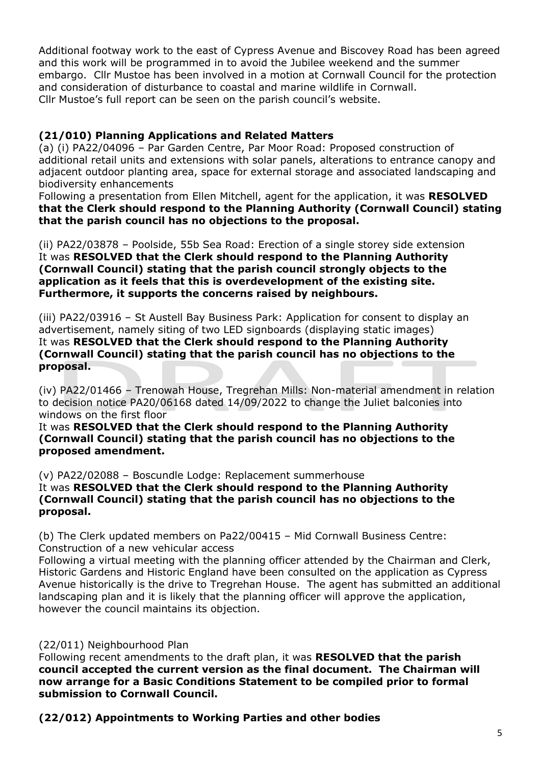Additional footway work to the east of Cypress Avenue and Biscovey Road has been agreed and this work will be programmed in to avoid the Jubilee weekend and the summer embargo. Cllr Mustoe has been involved in a motion at Cornwall Council for the protection and consideration of disturbance to coastal and marine wildlife in Cornwall.
Cllr Mustoe's full report can be seen on the parish council's website.

**(21/010) Planning Applications and Related Matters**

(a) (i) PA22/04096 – Par Garden Centre, Par Moor Road: Proposed construction of additional retail units and extensions with solar panels, alterations to entrance canopy and adjacent outdoor planting area, space for external storage and associated landscaping and biodiversity enhancements
Following a presentation from Ellen Mitchell, agent for the application, it was **RESOLVED that the Clerk should respond to the Planning Authority (Cornwall Council) stating that the parish council has no objections to the proposal.**

(ii) PA22/03878 – Poolside, 55b Sea Road: Erection of a single storey side extension
It was **RESOLVED that the Clerk should respond to the Planning Authority (Cornwall Council) stating that the parish council strongly objects to the application as it feels that this is overdevelopment of the existing site. Furthermore, it supports the concerns raised by neighbours.**

(iii) PA22/03916 – St Austell Bay Business Park: Application for consent to display an advertisement, namely siting of two LED signboards (displaying static images)
It was **RESOLVED that the Clerk should respond to the Planning Authority (Cornwall Council) stating that the parish council has no objections to the proposal.**

(iv) PA22/01466 – Trenowah House, Tregrehan Mills: Non-material amendment in relation to decision notice PA20/06168 dated 14/09/2022 to change the Juliet balconies into windows on the first floor
It was **RESOLVED that the Clerk should respond to the Planning Authority (Cornwall Council) stating that the parish council has no objections to the proposed amendment.**

(v) PA22/02088 – Boscundle Lodge: Replacement summerhouse
It was **RESOLVED that the Clerk should respond to the Planning Authority (Cornwall Council) stating that the parish council has no objections to the proposal.**

(b) The Clerk updated members on Pa22/00415 – Mid Cornwall Business Centre: Construction of a new vehicular access
Following a virtual meeting with the planning officer attended by the Chairman and Clerk, Historic Gardens and Historic England have been consulted on the application as Cypress Avenue historically is the drive to Tregrehan House. The agent has submitted an additional landscaping plan and it is likely that the planning officer will approve the application, however the council maintains its objection.

(22/011) Neighbourhood Plan

Following recent amendments to the draft plan, it was **RESOLVED that the parish council accepted the current version as the final document. The Chairman will now arrange for a Basic Conditions Statement to be compiled prior to formal submission to Cornwall Council.**

**(22/012) Appointments to Working Parties and other bodies**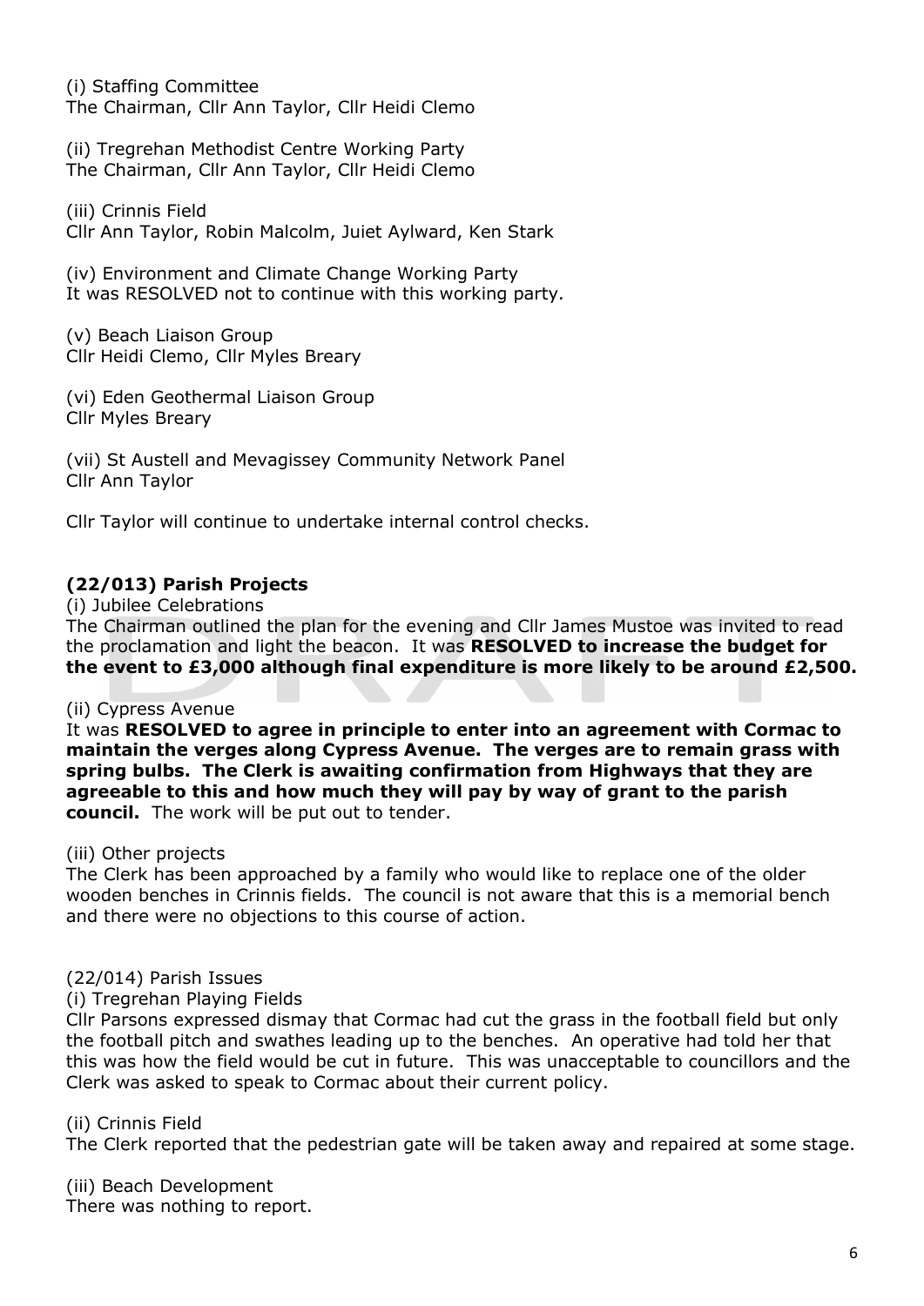(i) Staffing Committee
The Chairman, Cllr Ann Taylor, Cllr Heidi Clemo

(ii) Tregrehan Methodist Centre Working Party
The Chairman, Cllr Ann Taylor, Cllr Heidi Clemo

(iii) Crinnis Field
Cllr Ann Taylor, Robin Malcolm, Juiet Aylward, Ken Stark

(iv) Environment and Climate Change Working Party
It was RESOLVED not to continue with this working party.

(v) Beach Liaison Group
Cllr Heidi Clemo, Cllr Myles Breary

(vi) Eden Geothermal Liaison Group
Cllr Myles Breary

(vii) St Austell and Mevagissey Community Network Panel
Cllr Ann Taylor

Cllr Taylor will continue to undertake internal control checks.

**(22/013) Parish Projects**

(i) Jubilee Celebrations
The Chairman outlined the plan for the evening and Cllr James Mustoe was invited to read the proclamation and light the beacon. It was **RESOLVED to increase the budget for the event to £3,000 although final expenditure is more likely to be around £2,500.**

(ii) Cypress Avenue
It was **RESOLVED to agree in principle to enter into an agreement with Cormac to maintain the verges along Cypress Avenue. The verges are to remain grass with spring bulbs. The Clerk is awaiting confirmation from Highways that they are agreeable to this and how much they will pay by way of grant to the parish council.** The work will be put out to tender.

(iii) Other projects
The Clerk has been approached by a family who would like to replace one of the older wooden benches in Crinnis fields. The council is not aware that this is a memorial bench and there were no objections to this course of action.

(22/014) Parish Issues

(i) Tregrehan Playing Fields
Cllr Parsons expressed dismay that Cormac had cut the grass in the football field but only the football pitch and swathes leading up to the benches. An operative had told her that this was how the field would be cut in future. This was unacceptable to councillors and the Clerk was asked to speak to Cormac about their current policy.

(ii) Crinnis Field
The Clerk reported that the pedestrian gate will be taken away and repaired at some stage.

(iii) Beach Development
There was nothing to report.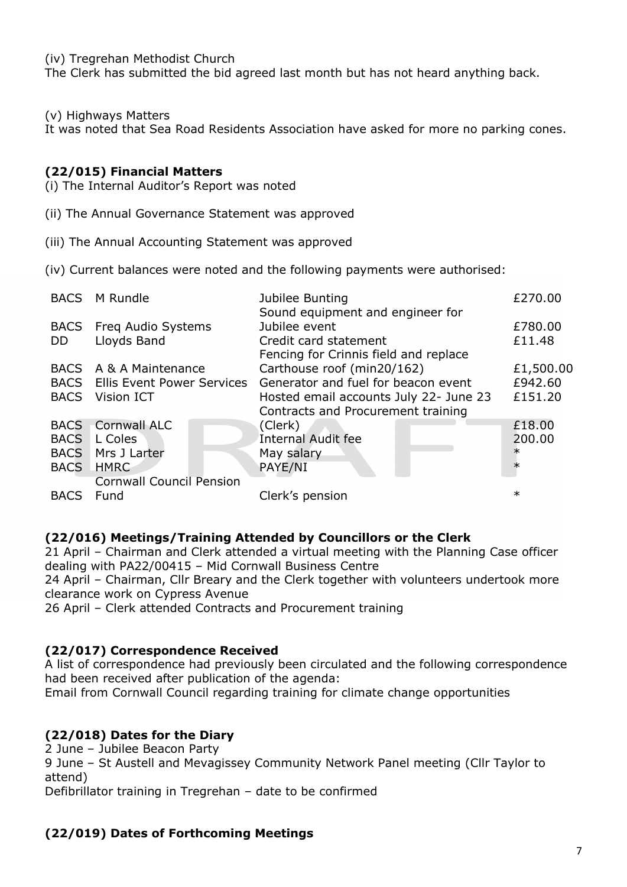(iv) Tregrehan Methodist Church
The Clerk has submitted the bid agreed last month but has not heard anything back.

(v) Highways Matters
It was noted that Sea Road Residents Association have asked for more no parking cones.

**(22/015) Financial Matters**

(i) The Internal Auditor's Report was noted

(ii) The Annual Governance Statement was approved

(iii) The Annual Accounting Statement was approved

(iv) Current balances were noted and the following payments were authorised:

| | | | |
|---|---|---|---|
| BACS | M Rundle | Jubilee Bunting | £270.00 |
| BACS | Freq Audio Systems | Sound equipment and engineer for Jubilee event | £780.00 |
| DD | Lloyds Band | Credit card statement | £11.48 |
| BACS | A & A Maintenance | Fencing for Crinnis field and replace Carthouse roof (min20/162) | £1,500.00 |
| BACS | Ellis Event Power Services | Generator and fuel for beacon event | £942.60 |
| BACS | Vision ICT | Hosted email accounts July 22- June 23 | £151.20 |
| BACS | Cornwall ALC | Contracts and Procurement training (Clerk) | £18.00 |
| BACS | L Coles | Internal Audit fee | 200.00 |
| BACS | Mrs J Larter | May salary | * |
| BACS | HMRC | PAYE/NI | * |
| BACS | Cornwall Council Pension Fund | Clerk's pension | * |

**(22/016) Meetings/Training Attended by Councillors or the Clerk**

21 April – Chairman and Clerk attended a virtual meeting with the Planning Case officer dealing with PA22/00415 – Mid Cornwall Business Centre
24 April – Chairman, Cllr Breary and the Clerk together with volunteers undertook more clearance work on Cypress Avenue
26 April – Clerk attended Contracts and Procurement training

**(22/017) Correspondence Received**

A list of correspondence had previously been circulated and the following correspondence had been received after publication of the agenda:
Email from Cornwall Council regarding training for climate change opportunities

**(22/018) Dates for the Diary**

2 June – Jubilee Beacon Party
9 June – St Austell and Mevagissey Community Network Panel meeting (Cllr Taylor to attend)
Defibrillator training in Tregrehan – date to be confirmed

**(22/019) Dates of Forthcoming Meetings**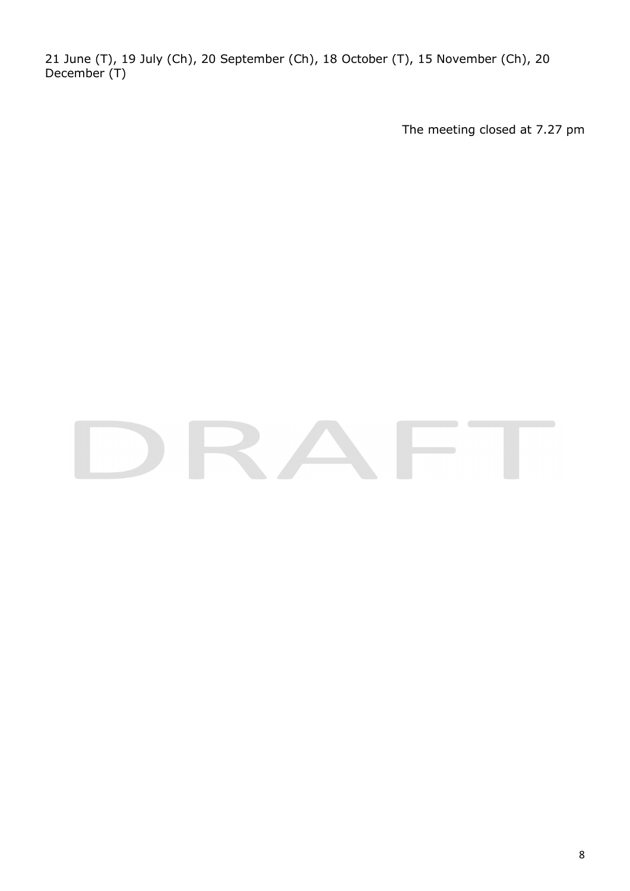21 June (T), 19 July (Ch), 20 September (Ch), 18 October (T), 15 November (Ch), 20 December (T)

The meeting closed at 7.27 pm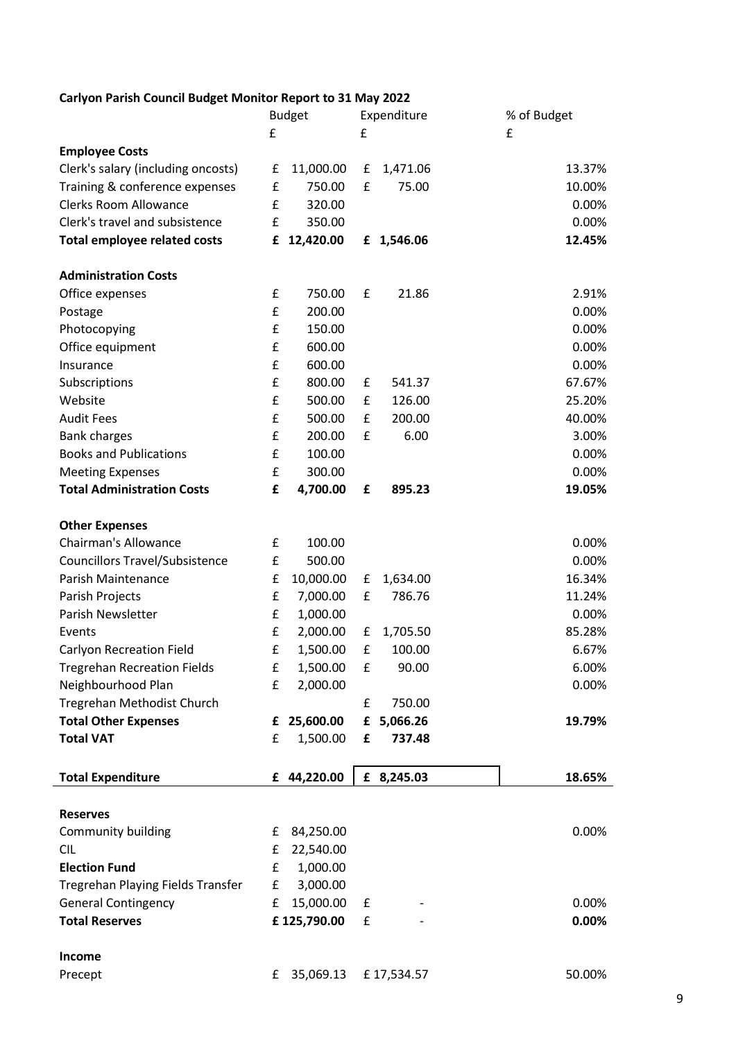**Carlyon Parish Council Budget Monitor Report to 31 May 2022**

| | Budget | Expenditure | % of Budget |
|---|---|---|---|
| | £ | £ | £ |
| **Employee Costs** | | | |
| Clerk's salary (including oncosts) | £ 11,000.00 | £ 1,471.06 | 13.37% |
| Training & conference expenses | £ 750.00 | £ 75.00 | 10.00% |
| Clerks Room Allowance | £ 320.00 | | 0.00% |
| Clerk's travel and subsistence | £ 350.00 | | 0.00% |
| **Total employee related costs** | **£ 12,420.00** | **£ 1,546.06** | **12.45%** |
| | | | |
| **Administration Costs** | | | |
| Office expenses | £ 750.00 | £ 21.86 | 2.91% |
| Postage | £ 200.00 | | 0.00% |
| Photocopying | £ 150.00 | | 0.00% |
| Office equipment | £ 600.00 | | 0.00% |
| Insurance | £ 600.00 | | 0.00% |
| Subscriptions | £ 800.00 | £ 541.37 | 67.67% |
| Website | £ 500.00 | £ 126.00 | 25.20% |
| Audit Fees | £ 500.00 | £ 200.00 | 40.00% |
| Bank charges | £ 200.00 | £ 6.00 | 3.00% |
| Books and Publications | £ 100.00 | | 0.00% |
| Meeting Expenses | £ 300.00 | | 0.00% |
| **Total Administration Costs** | **£ 4,700.00** | **£ 895.23** | **19.05%** |
| | | | |
| **Other Expenses** | | | |
| Chairman's Allowance | £ 100.00 | | 0.00% |
| Councillors Travel/Subsistence | £ 500.00 | | 0.00% |
| Parish Maintenance | £ 10,000.00 | £ 1,634.00 | 16.34% |
| Parish Projects | £ 7,000.00 | £ 786.76 | 11.24% |
| Parish Newsletter | £ 1,000.00 | | 0.00% |
| Events | £ 2,000.00 | £ 1,705.50 | 85.28% |
| Carlyon Recreation Field | £ 1,500.00 | £ 100.00 | 6.67% |
| Tregrehan Recreation Fields | £ 1,500.00 | £ 90.00 | 6.00% |
| Neighbourhood Plan | £ 2,000.00 | | 0.00% |
| Tregrehan Methodist Church | | £ 750.00 | |
| **Total Other Expenses** | **£ 25,600.00** | **£ 5,066.26** | **19.79%** |
| **Total VAT** | £ 1,500.00 | **£ 737.48** | |
| | | | |
| **Total Expenditure** | **£ 44,220.00** | **£ 8,245.03** | **18.65%** |
| | | | |
| **Reserves** | | | |
| Community building | £ 84,250.00 | | 0.00% |
| CIL | £ 22,540.00 | | |
| **Election Fund** | £ 1,000.00 | | |
| Tregrehan Playing Fields Transfer | £ 3,000.00 | | |
| General Contingency | £ 15,000.00 | £ - | 0.00% |
| **Total Reserves** | **£ 125,790.00** | £ - | **0.00%** |
| | | | |
| **Income** | | | |
| Precept | £ 35,069.13 | £ 17,534.57 | 50.00% |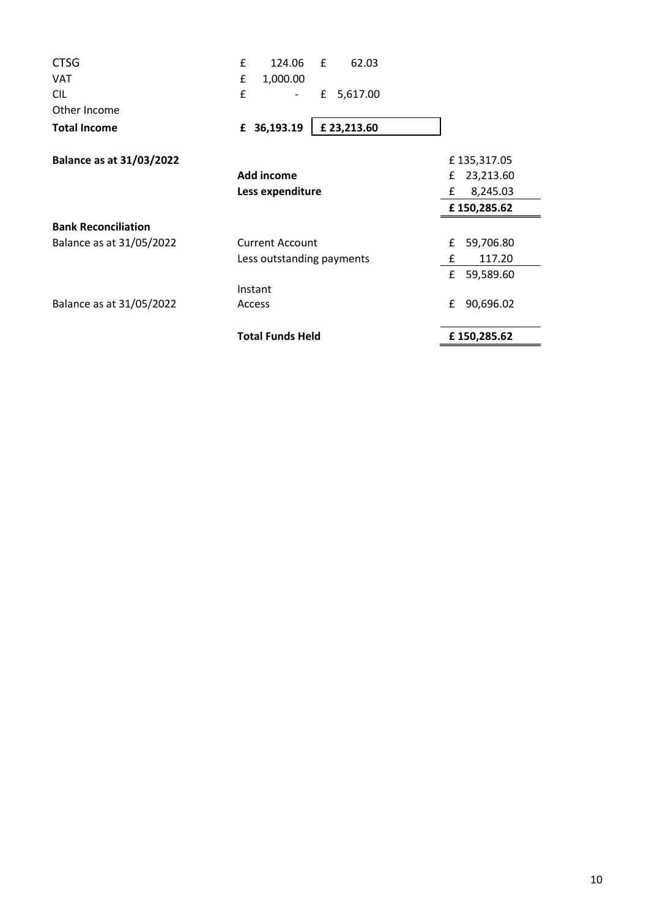| | | |
|---|---|---|
| CTSG | £ 124.06 | £ 62.03 |
| VAT | £ 1,000.00 | |
| CIL | £ - | £ 5,617.00 |
| Other Income | | |
| **Total Income** | **£ 36,193.19** | **£ 23,213.60** |

| | | |
|---|---|---|
| **Balance as at 31/03/2022** | | £ 135,317.05 |
| | **Add income** | £ 23,213.60 |
| | **Less expenditure** | £ 8,245.03 |
| | | **£ 150,285.62** |
| **Bank Reconciliation** | | |
| Balance as at 31/05/2022 | Current Account | £ 59,706.80 |
| | Less outstanding payments | £ 117.20 |
| | | £ 59,589.60 |
| Balance as at 31/05/2022 | Instant Access | £ 90,696.02 |
| | **Total Funds Held** | **£ 150,285.62** |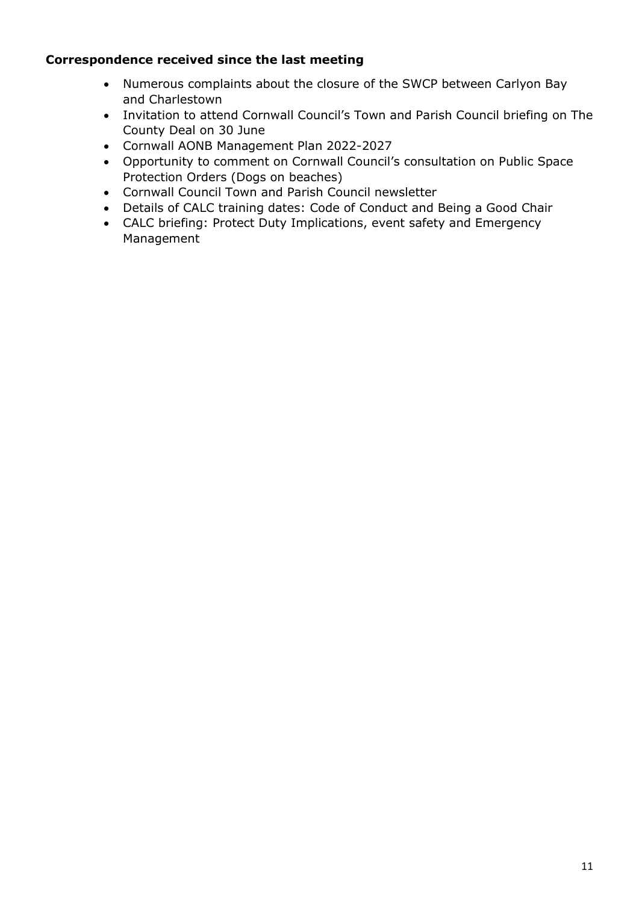**Correspondence received since the last meeting**

- Numerous complaints about the closure of the SWCP between Carlyon Bay and Charlestown
- Invitation to attend Cornwall Council's Town and Parish Council briefing on The County Deal on 30 June
- Cornwall AONB Management Plan 2022-2027
- Opportunity to comment on Cornwall Council's consultation on Public Space Protection Orders (Dogs on beaches)
- Cornwall Council Town and Parish Council newsletter
- Details of CALC training dates: Code of Conduct and Being a Good Chair
- CALC briefing: Protect Duty Implications, event safety and Emergency Management